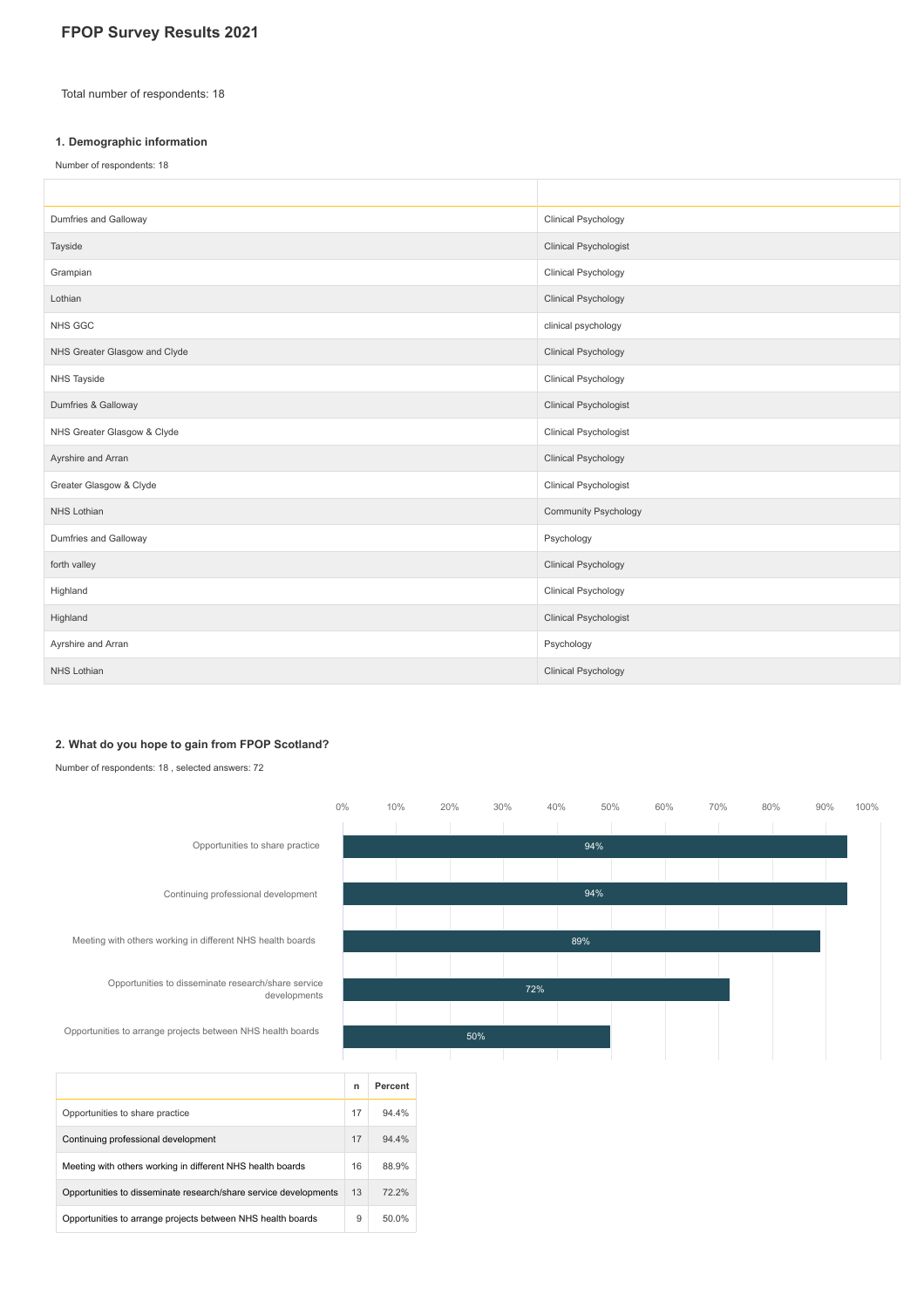# FPOP Survey Results 2021

Total number of respondents: 18

### 1. Demographic information

Number of respondents: 18

| | |
|---|---|
| Dumfries and Galloway | Clinical Psychology |
| Tayside | Clinical Psychologist |
| Grampian | Clinical Psychology |
| Lothian | Clinical Psychology |
| NHS GGC | clinical psychology |
| NHS Greater Glasgow and Clyde | Clinical Psychology |
| NHS Tayside | Clinical Psychology |
| Dumfries & Galloway | Clinical Psychologist |
| NHS Greater Glasgow & Clyde | Clinical Psychologist |
| Ayrshire and Arran | Clinical Psychology |
| Greater Glasgow & Clyde | Clinical Psychologist |
| NHS Lothian | Community Psychology |
| Dumfries and Galloway | Psychology |
| forth valley | Clinical Psychology |
| Highland | Clinical Psychology |
| Highland | Clinical Psychologist |
| Ayrshire and Arran | Psychology |
| NHS Lothian | Clinical Psychology |

### 2. What do you hope to gain from FPOP Scotland?

Number of respondents: 18 , selected answers: 72

| | n | Percent |
|---|---|---|
| Opportunities to share practice | 17 | 94.4% |
| Continuing professional development | 17 | 94.4% |
| Meeting with others working in different NHS health boards | 16 | 88.9% |
| Opportunities to disseminate research/share service developments | 13 | 72.2% |
| Opportunities to arrange projects between NHS health boards | 9 | 50.0% |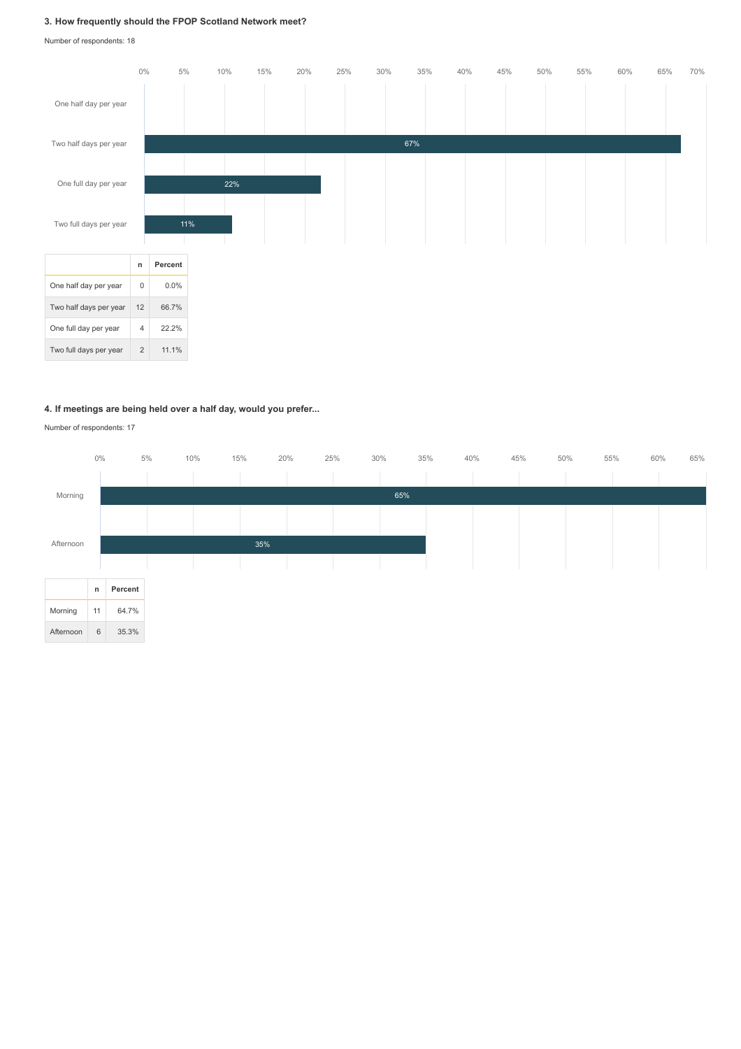### 3. How frequently should the FPOP Scotland Network meet?

Number of respondents: 18

| | n | Percent |
|---|---|---|
| One half day per year | 0 | 0.0% |
| Two half days per year | 12 | 66.7% |
| One full day per year | 4 | 22.2% |
| Two full days per year | 2 | 11.1% |

### 4. If meetings are being held over a half day, would you prefer...

Number of respondents: 17

| | n | Percent |
|---|---|---|
| Morning | 11 | 64.7% |
| Afternoon | 6 | 35.3% |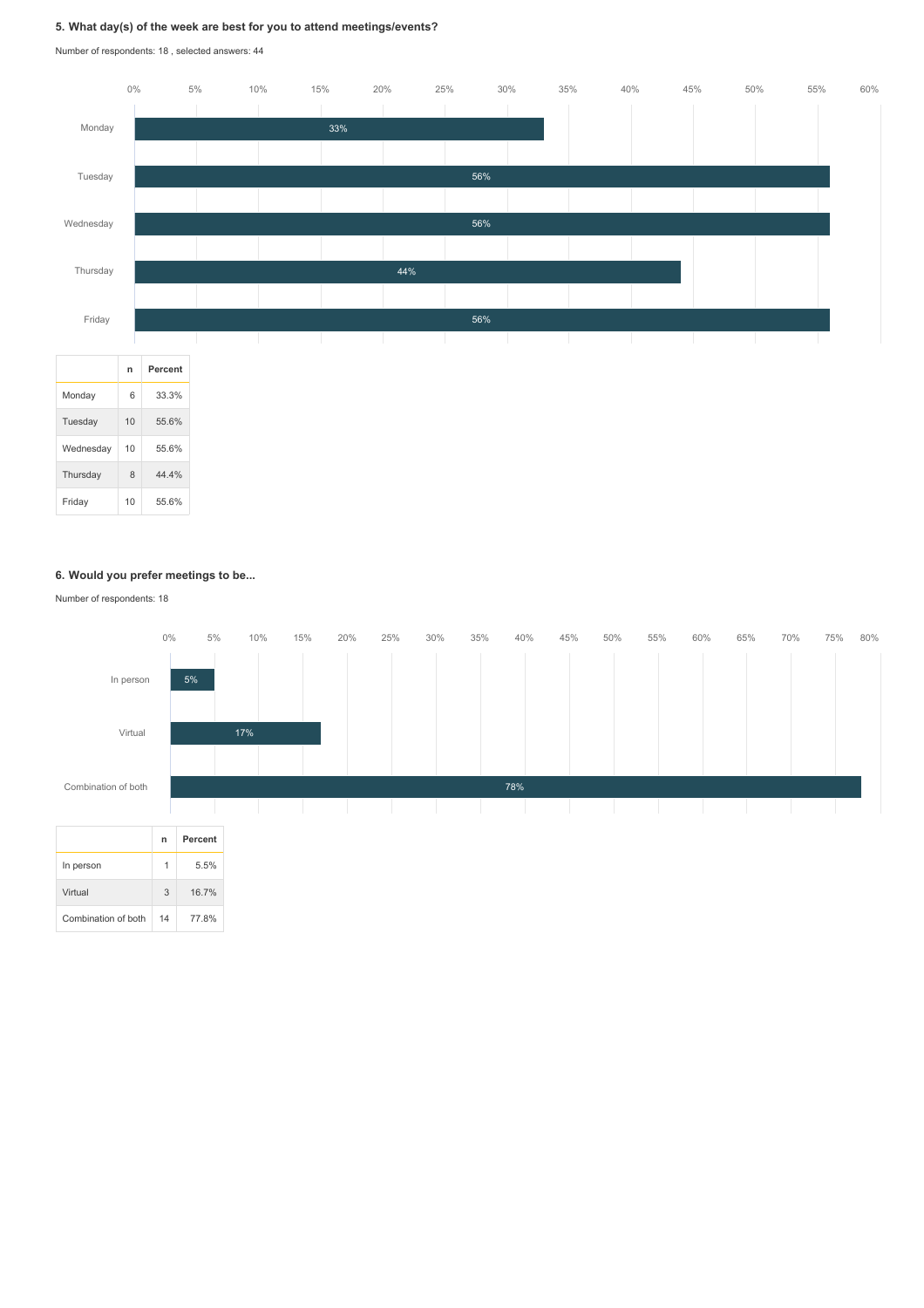### 5. What day(s) of the week are best for you to attend meetings/events?

Number of respondents: 18 , selected answers: 44

| | n | Percent |
|---|---|---|
| Monday | 6 | 33.3% |
| Tuesday | 10 | 55.6% |
| Wednesday | 10 | 55.6% |
| Thursday | 8 | 44.4% |
| Friday | 10 | 55.6% |

### 6. Would you prefer meetings to be...

Number of respondents: 18

| | n | Percent |
|---|---|---|
| In person | 1 | 5.5% |
| Virtual | 3 | 16.7% |
| Combination of both | 14 | 77.8% |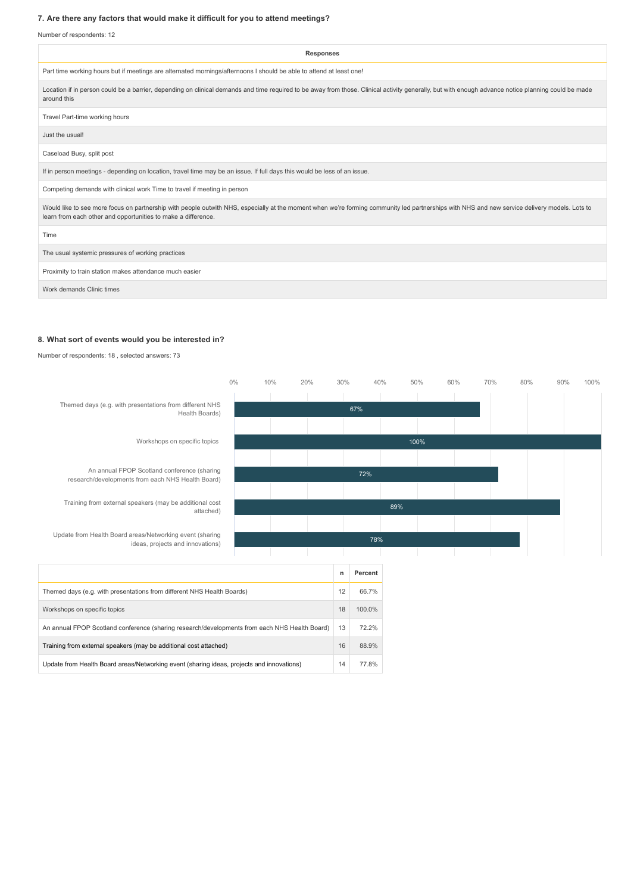### 7. Are there any factors that would make it difficult for you to attend meetings?

Number of respondents: 12

| Responses |
| --- |
| Part time working hours but if meetings are alternated mornings/afternoons I should be able to attend at least one! |
| Location if in person could be a barrier, depending on clinical demands and time required to be away from those. Clinical activity generally, but with enough advance notice planning could be made around this |
| Travel Part-time working hours |
| Just the usual! |
| Caseload Busy, split post |
| If in person meetings - depending on location, travel time may be an issue. If full days this would be less of an issue. |
| Competing demands with clinical work Time to travel if meeting in person |
| Would like to see more focus on partnership with people outwith NHS, especially at the moment when we're forming community led partnerships with NHS and new service delivery models. Lots to learn from each other and opportunities to make a difference. |
| Time |
| The usual systemic pressures of working practices |
| Proximity to train station makes attendance much easier |
| Work demands Clinic times |

### 8. What sort of events would you be interested in?

Number of respondents: 18 , selected answers: 73

| | n | Percent |
| --- | --- | --- |
| Themed days (e.g. with presentations from different NHS Health Boards) | 12 | 66.7% |
| Workshops on specific topics | 18 | 100.0% |
| An annual FPOP Scotland conference (sharing research/developments from each NHS Health Board) | 13 | 72.2% |
| Training from external speakers (may be additional cost attached) | 16 | 88.9% |
| Update from Health Board areas/Networking event (sharing ideas, projects and innovations) | 14 | 77.8% |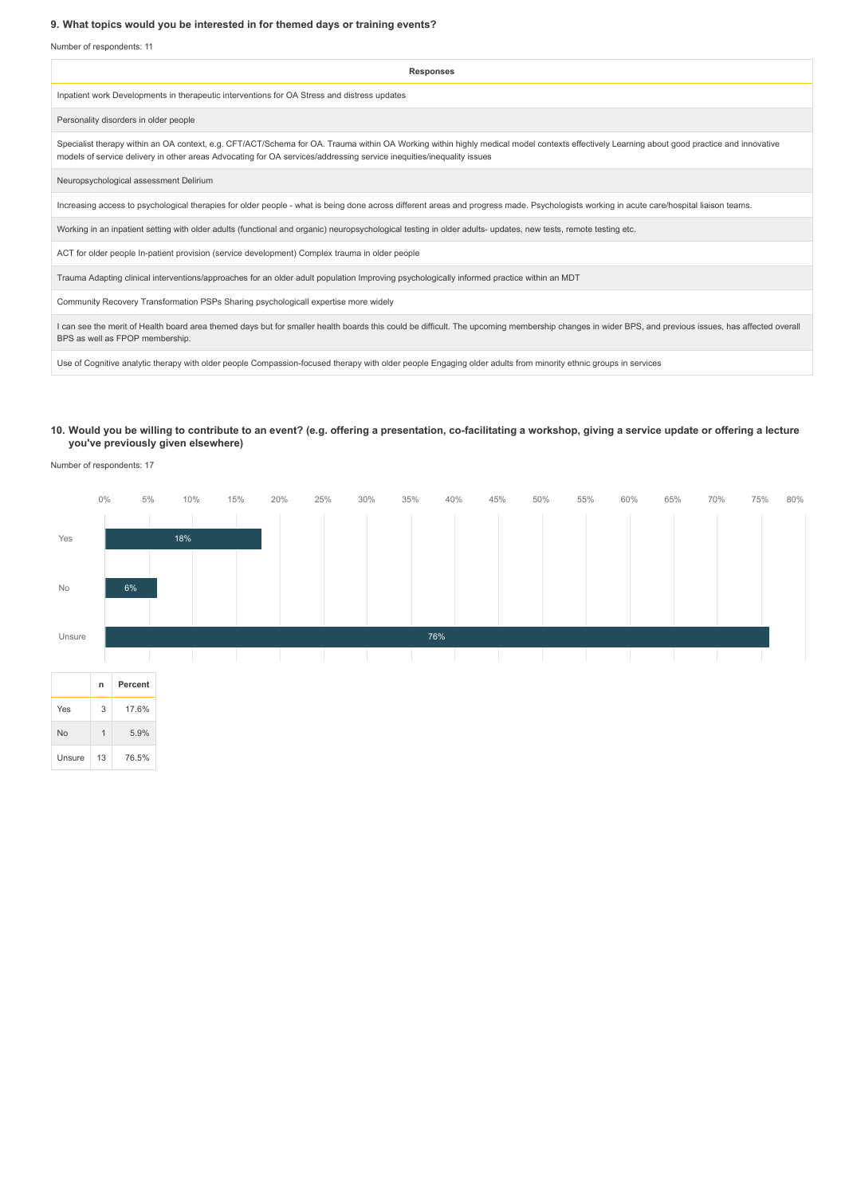### 9. What topics would you be interested in for themed days or training events?

Number of respondents: 11

| Responses |
| --- |
| Inpatient work Developments in therapeutic interventions for OA Stress and distress updates |
| Personality disorders in older people |
| Specialist therapy within an OA context, e.g. CFT/ACT/Schema for OA. Trauma within OA Working within highly medical model contexts effectively Learning about good practice and innovative models of service delivery in other areas Advocating for OA services/addressing service inequities/inequality issues |
| Neuropsychological assessment Delirium |
| Increasing access to psychological therapies for older people - what is being done across different areas and progress made. Psychologists working in acute care/hospital liaison teams. |
| Working in an inpatient setting with older adults (functional and organic) neuropsychological testing in older adults- updates, new tests, remote testing etc. |
| ACT for older people In-patient provision (service development) Complex trauma in older people |
| Trauma Adapting clinical interventions/approaches for an older adult population Improving psychologically informed practice within an MDT |
| Community Recovery Transformation PSPs Sharing psychologicall expertise more widely |
| I can see the merit of Health board area themed days but for smaller health boards this could be difficult. The upcoming membership changes in wider BPS, and previous issues, has affected overall BPS as well as FPOP membership. |
| Use of Cognitive analytic therapy with older people Compassion-focused therapy with older people Engaging older adults from minority ethnic groups in services |

### 10. Would you be willing to contribute to an event? (e.g. offering a presentation, co-facilitating a workshop, giving a service update or offering a lecture you've previously given elsewhere)

Number of respondents: 17

0% 5% 10% 15% 20% 25% 30% 35% 40% 45% 50% 55% 60% 65% 70% 75% 80%

Yes 18%

No 6%

Unsure 76%

| | n | Percent |
| --- | --- | --- |
| Yes | 3 | 17.6% |
| No | 1 | 5.9% |
| Unsure | 13 | 76.5% |